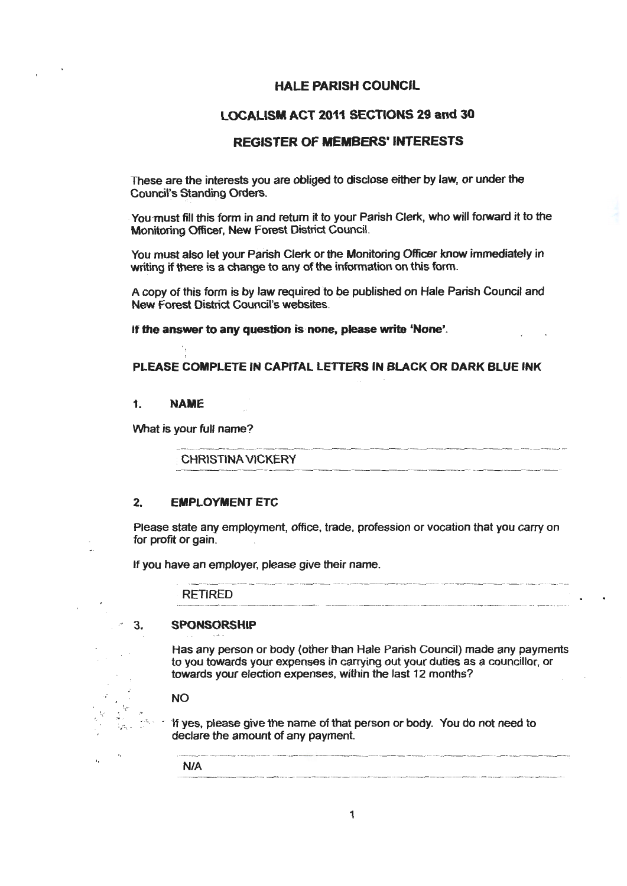# HALE PARISH COUNCIL

## LOCALISM ACT 2011 SECTIONS 29 and 30

## REGISTER OF MEMBERS' INTERESTS

These are the interests you are obliged to disclose either by law, or under the Council's Standing Orders.

You must fill this form in and return it to your Parish Clerk, who will forward it to the Monitoring Officer, New Forest District Council.

You must also let your Parish Clerk or the Monitoring Officer know immediately in writing if there is a change to any of the information on this form.

A copy of this form is by law required to be published on Hale Parish Council and New Forest District Council's websites.

**If the answer to any question is none, please write 'None'.**

**PLEASE COMPLETE IN CAPITAL LETTERS IN BLACK OR DARK BLUE INK**

### 1. NAME

What is your full name?

CHRISTINA VICKERY

### 2. EMPLOYMENT ETC

Please state any employment, office, trade, profession or vocation that you carry on for profit or gain.

If you have an employer, please give their name.

RETIRED

### 3. SPONSORSHIP

Has any person or body (other than Hale Parish Council) made any payments to you towards your expenses in carrying out your duties as a councillor, or towards your election expenses, within the last 12 months?

NO

If yes, please give the name of that person or body. You do not need to declare the amount of any payment.

N/A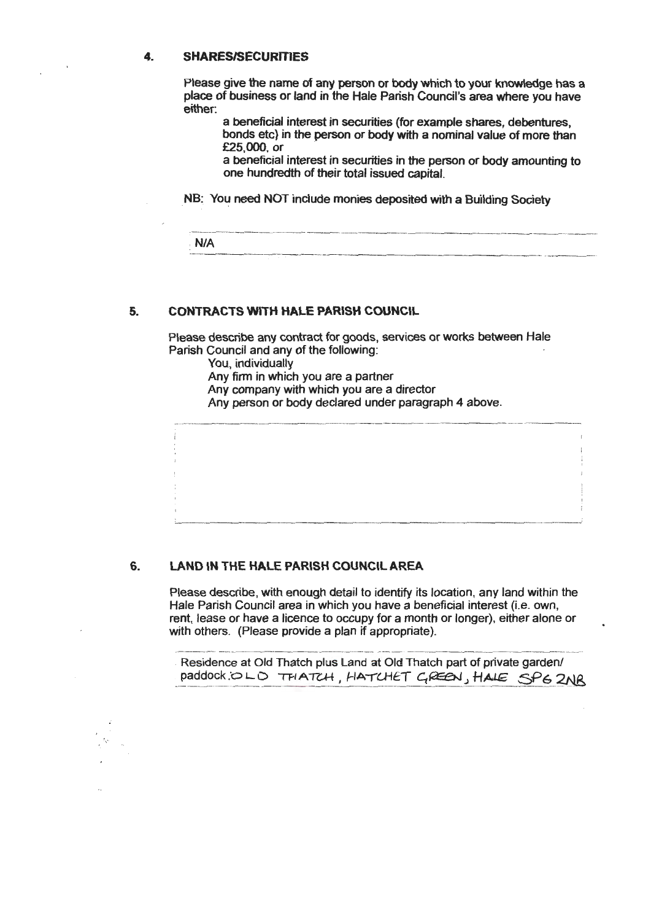## 4. SHARES/SECURITIES

Please give the name of any person or body which to your knowledge has a place of business or land in the Hale Parish Council's area where you have either:

- a beneficial interest in securities (for example shares, debentures, bonds etc) in the person or body with a nominal value of more than £25,000, or
- a beneficial interest in securities in the person or body amounting to one hundredth of their total issued capital.

NB: You need NOT include monies deposited with a Building Society

N/A

## 5. CONTRACTS WITH HALE PARISH COUNCIL

Please describe any contract for goods, services or works between Hale Parish Council and any of the following:

- You, individually
- Any firm in which you are a partner
- Any company with which you are a director
- Any person or body declared under paragraph 4 above.

## 6. LAND IN THE HALE PARISH COUNCIL AREA

Please describe, with enough detail to identify its location, any land within the Hale Parish Council area in which you have a beneficial interest (i.e. own, rent, lease or have a licence to occupy for a month or longer), either alone or with others. (Please provide a plan if appropriate).

Residence at Old Thatch plus Land at Old Thatch part of private garden/ paddock: OLD THATCH, HATCHET GREEN, HALE SP6 2NB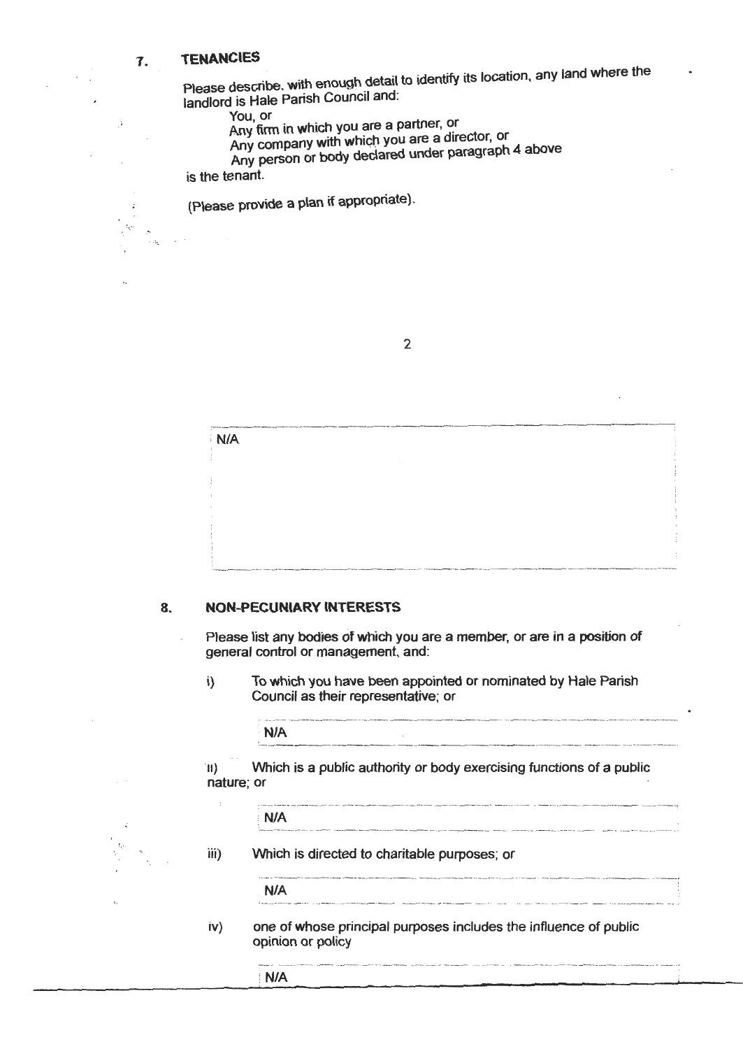## 7. TENANCIES

Please describe, with enough detail to identify its location, any land where the landlord is Hale Parish Council and:

- You, or
- Any firm in which you are a partner, or
- Any company with which you are a director, or
- Any person or body declared under paragraph 4 above

is the tenant.

(Please provide a plan if appropriate).

N/A

## 8. NON-PECUNIARY INTERESTS

Please list any bodies of which you are a member, or are in a position of general control or management, and:

i) To which you have been appointed or nominated by Hale Parish Council as their representative; or

N/A

ii) Which is a public authority or body exercising functions of a public nature; or

N/A

iii) Which is directed to charitable purposes; or

N/A

iv) one of whose principal purposes includes the influence of public opinion or policy

N/A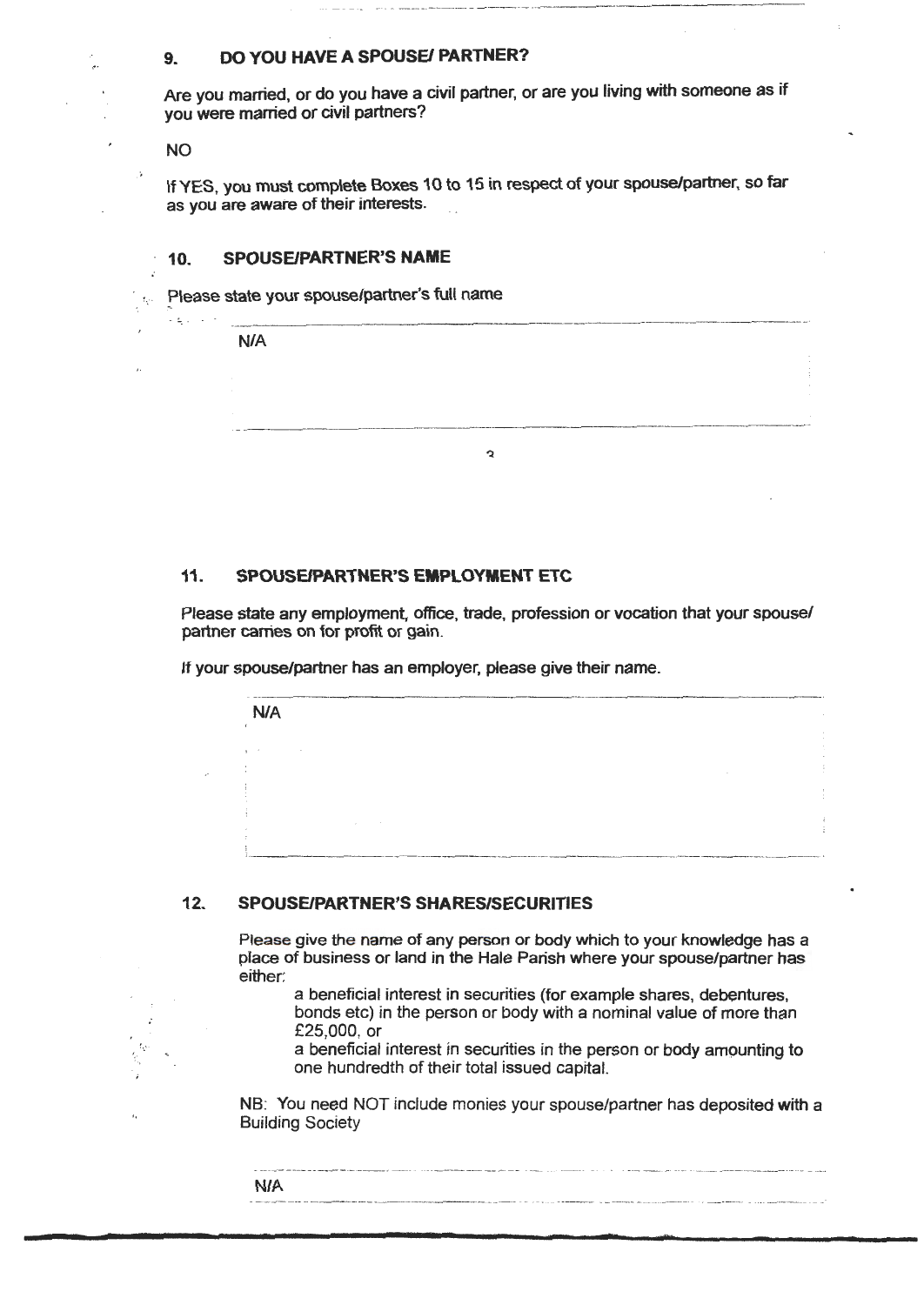## 9. DO YOU HAVE A SPOUSE/ PARTNER?

Are you married, or do you have a civil partner, or are you living with someone as if you were married or civil partners?

NO

If YES, you must complete Boxes 10 to 15 in respect of your spouse/partner, so far as you are aware of their interests.

## 10. SPOUSE/PARTNER'S NAME

Please state your spouse/partner's full name

N/A

## 11. SPOUSE/PARTNER'S EMPLOYMENT ETC

Please state any employment, office, trade, profession or vocation that your spouse/ partner carries on for profit or gain.

If your spouse/partner has an employer, please give their name.

N/A

## 12. SPOUSE/PARTNER'S SHARES/SECURITIES

Please give the name of any person or body which to your knowledge has a place of business or land in the Hale Parish where your spouse/partner has either:

- a beneficial interest in securities (for example shares, debentures, bonds etc) in the person or body with a nominal value of more than £25,000, or
- a beneficial interest in securities in the person or body amounting to one hundredth of their total issued capital.

NB: You need NOT include monies your spouse/partner has deposited with a Building Society

N/A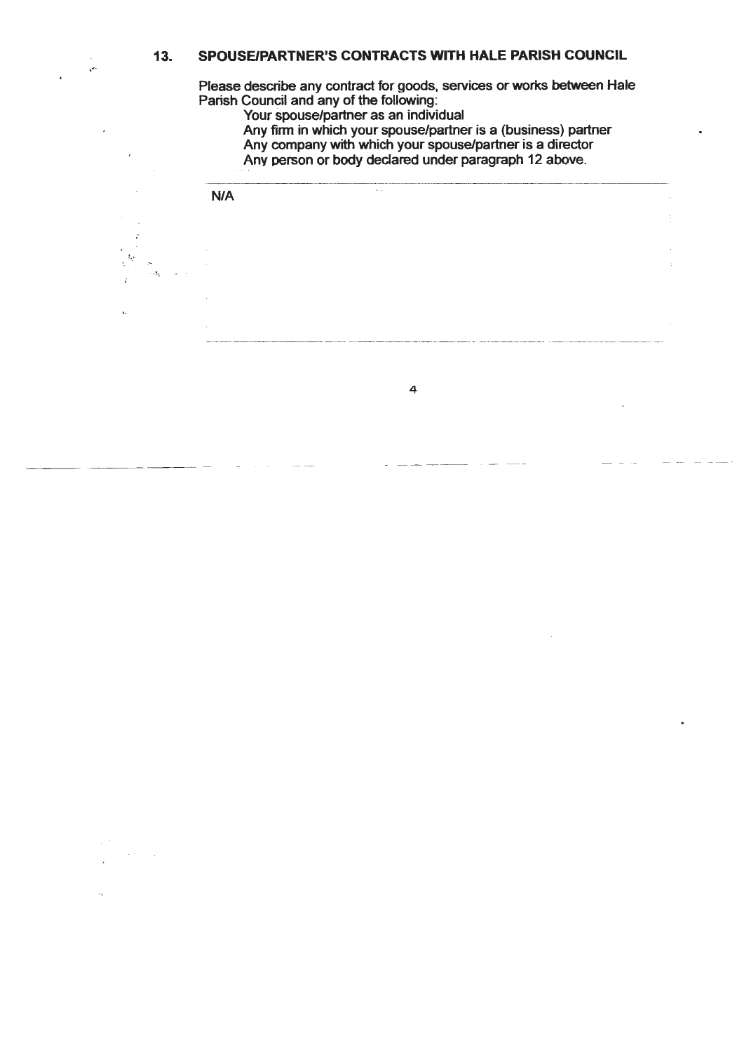## 13. SPOUSE/PARTNER'S CONTRACTS WITH HALE PARISH COUNCIL

Please describe any contract for goods, services or works between Hale Parish Council and any of the following:

- Your spouse/partner as an individual
- Any firm in which your spouse/partner is a (business) partner
- Any company with which your spouse/partner is a director
- Any person or body declared under paragraph 12 above.

N/A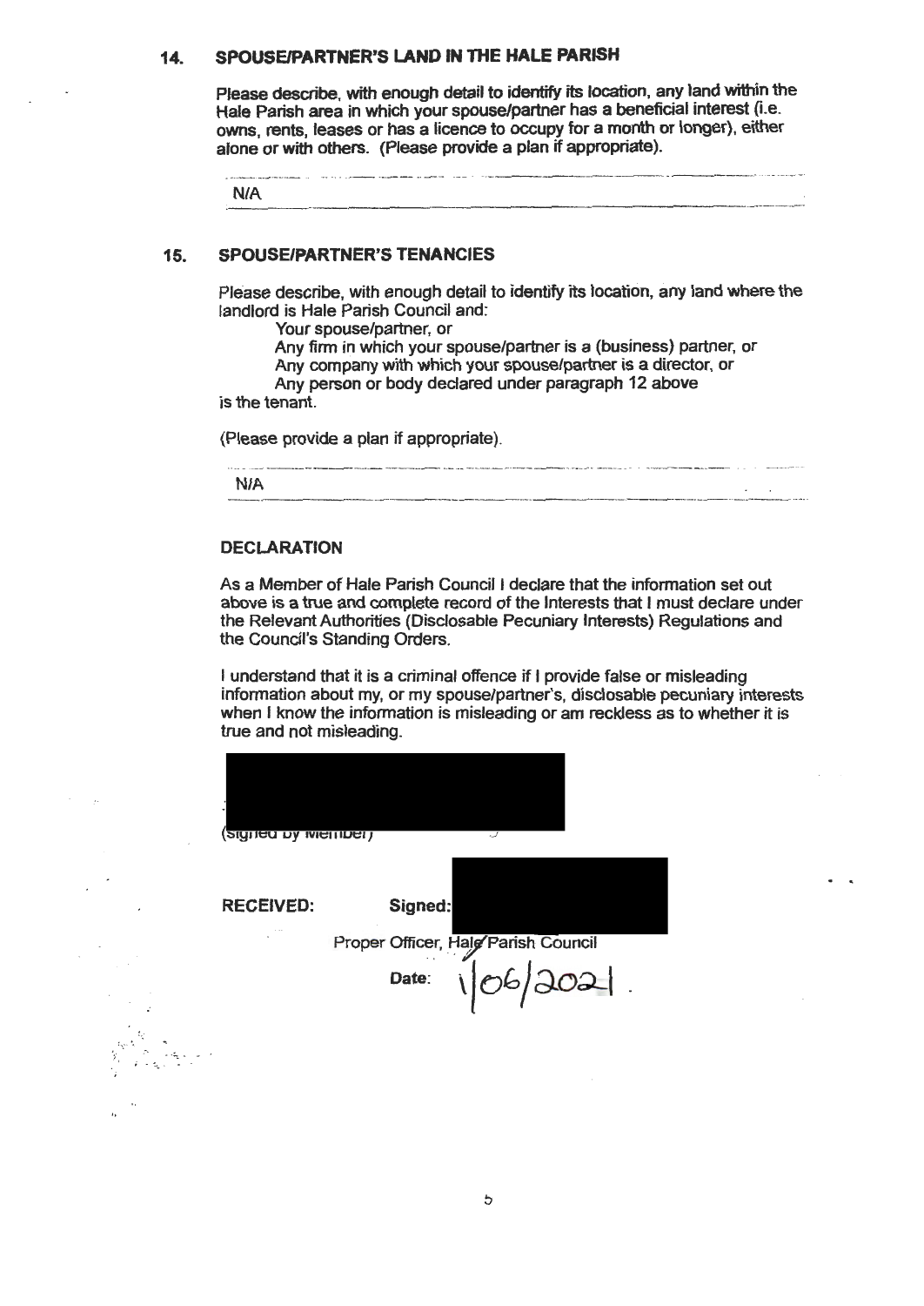## 14. SPOUSE/PARTNER'S LAND IN THE HALE PARISH

Please describe, with enough detail to identify its location, any land within the Hale Parish area in which your spouse/partner has a beneficial interest (i.e. owns, rents, leases or has a licence to occupy for a month or longer), either alone or with others. (Please provide a plan if appropriate).

N/A

## 15. SPOUSE/PARTNER'S TENANCIES

Please describe, with enough detail to identify its location, any land where the landlord is Hale Parish Council and:

Your spouse/partner, or
Any firm in which your spouse/partner is a (business) partner, or
Any company with which your spouse/partner is a director, or
Any person or body declared under paragraph 12 above

is the tenant.

(Please provide a plan if appropriate).

N/A

### DECLARATION

As a Member of Hale Parish Council I declare that the information set out above is a true and complete record of the Interests that I must declare under the Relevant Authorities (Disclosable Pecuniary Interests) Regulations and the Council's Standing Orders.

I understand that it is a criminal offence if I provide false or misleading information about my, or my spouse/partner's, disclosable pecuniary interests when I know the information is misleading or am reckless as to whether it is true and not misleading.

(Signed by Member)

**RECEIVED:** **Signed:**

Proper Officer, Hale Parish Council

Date: 1/06/2021.